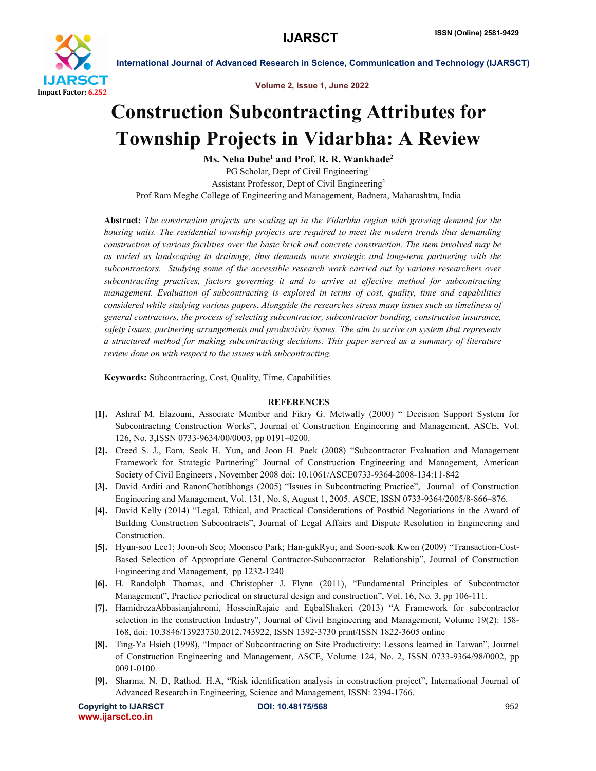# Construction Subcontracting Attributes for Township Projects in Vidarbha: A Review

**Ms. Neha Dube[1] and Prof. R. R. Wankhade[2]**

PG Scholar, Dept of Civil Engineering[1]

Assistant Professor, Dept of Civil Engineering[2]

Prof Ram Meghe College of Engineering and Management, Badnera, Maharashtra, India

**Abstract:** *The construction projects are scaling up in the Vidarbha region with growing demand for the housing units. The residential township projects are required to meet the modern trends thus demanding construction of various facilities over the basic brick and concrete construction. The item involved may be as varied as landscaping to drainage, thus demands more strategic and long-term partnering with the subcontractors. Studying some of the accessible research work carried out by various researchers over subcontracting practices, factors governing it and to arrive at effective method for subcontracting management. Evaluation of subcontracting is explored in terms of cost, quality, time and capabilities considered while studying various papers. Alongside the researches stress many issues such as timeliness of general contractors, the process of selecting subcontractor, subcontractor bonding, construction insurance, safety issues, partnering arrangements and productivity issues. The aim to arrive on system that represents a structured method for making subcontracting decisions. This paper served as a summary of literature review done on with respect to the issues with subcontracting.*

**Keywords:** Subcontracting, Cost, Quality, Time, Capabilities

## REFERENCES

[1]. Ashraf M. Elazouni, Associate Member and Fikry G. Metwally (2000) " Decision Support System for Subcontracting Construction Works", Journal of Construction Engineering and Management, ASCE, Vol. 126, No. 3,ISSN 0733-9634/00/0003, pp 0191–0200.

[2]. Creed S. J., Eom, Seok H. Yun, and Joon H. Paek (2008) "Subcontractor Evaluation and Management Framework for Strategic Partnering" Journal of Construction Engineering and Management, American Society of Civil Engineers , November 2008 doi: 10.1061/ASCE0733-9364-2008-134:11-842

[3]. David Arditi and RanonChotibhongs (2005) "Issues in Subcontracting Practice", Journal of Construction Engineering and Management, Vol. 131, No. 8, August 1, 2005. ASCE, ISSN 0733-9364/2005/8-866–876.

[4]. David Kelly (2014) "Legal, Ethical, and Practical Considerations of Postbid Negotiations in the Award of Building Construction Subcontracts", Journal of Legal Affairs and Dispute Resolution in Engineering and Construction.

[5]. Hyun-soo Lee1; Joon-oh Seo; Moonseo Park; Han-gukRyu; and Soon-seok Kwon (2009) "Transaction-Cost-Based Selection of Appropriate General Contractor-Subcontractor Relationship", Journal of Construction Engineering and Management, pp 1232-1240

[6]. H. Randolph Thomas, and Christopher J. Flynn (2011), "Fundamental Principles of Subcontractor Management", Practice periodical on structural design and construction", Vol. 16, No. 3, pp 106-111.

[7]. HamidrezaAbbasianjahromi, HosseinRajaie and EqbalShakeri (2013) "A Framework for subcontractor selection in the construction Industry", Journal of Civil Engineering and Management, Volume 19(2): 158-168, doi: 10.3846/13923730.2012.743922, ISSN 1392-3730 print/ISSN 1822-3605 online

[8]. Ting-Ya Hsieh (1998), "Impact of Subcontracting on Site Productivity: Lessons learned in Taiwan", Journel of Construction Engineering and Management, ASCE, Volume 124, No. 2, ISSN 0733-9364/98/0002, pp 0091-0100.

[9]. Sharma. N. D, Rathod. H.A, "Risk identification analysis in construction project", International Journal of Advanced Research in Engineering, Science and Management, ISSN: 2394-1766.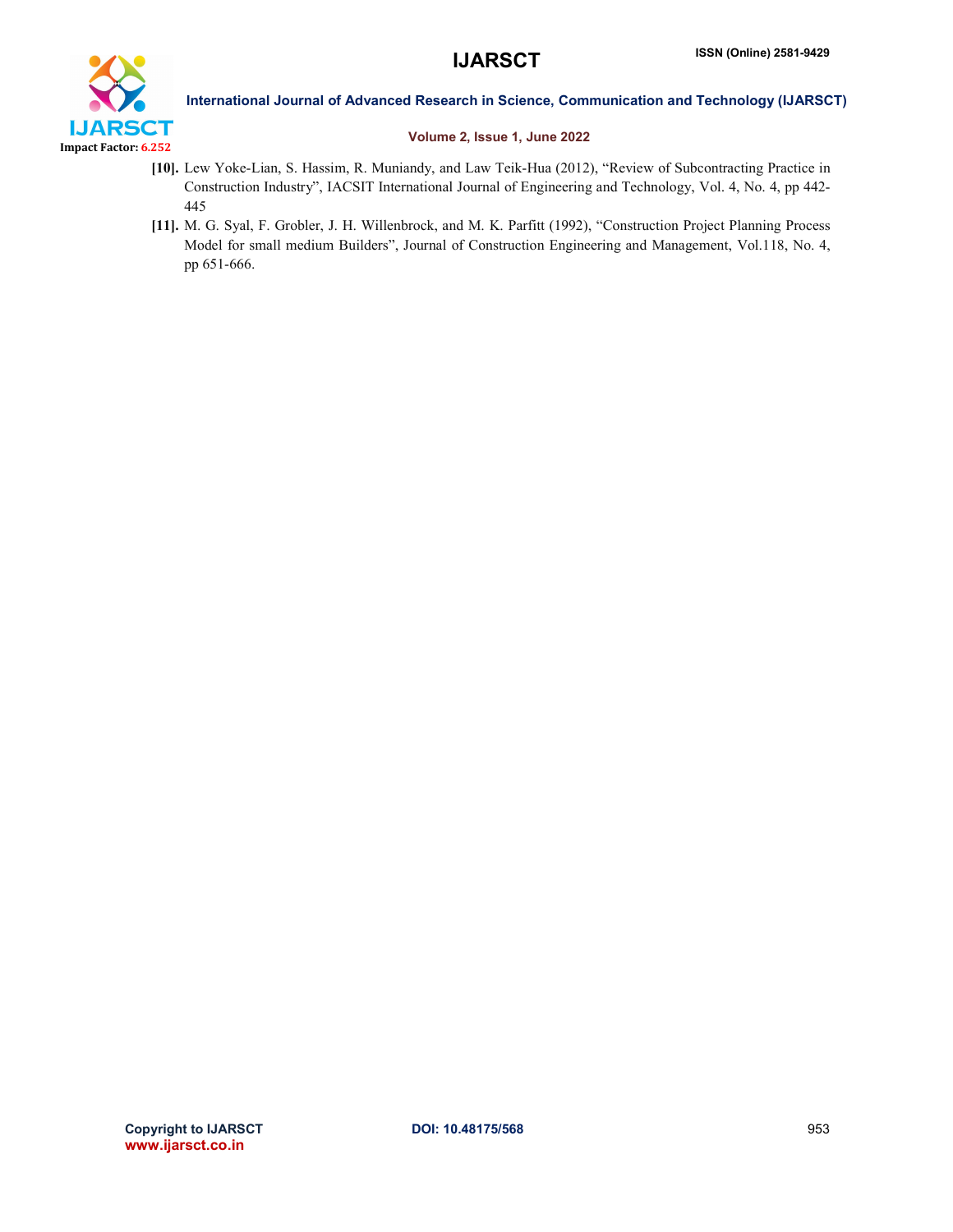[10]. Lew Yoke-Lian, S. Hassim, R. Muniandy, and Law Teik-Hua (2012), "Review of Subcontracting Practice in Construction Industry", IACSIT International Journal of Engineering and Technology, Vol. 4, No. 4, pp 442-445

[11]. M. G. Syal, F. Grobler, J. H. Willenbrock, and M. K. Parfitt (1992), "Construction Project Planning Process Model for small medium Builders", Journal of Construction Engineering and Management, Vol.118, No. 4, pp 651-666.